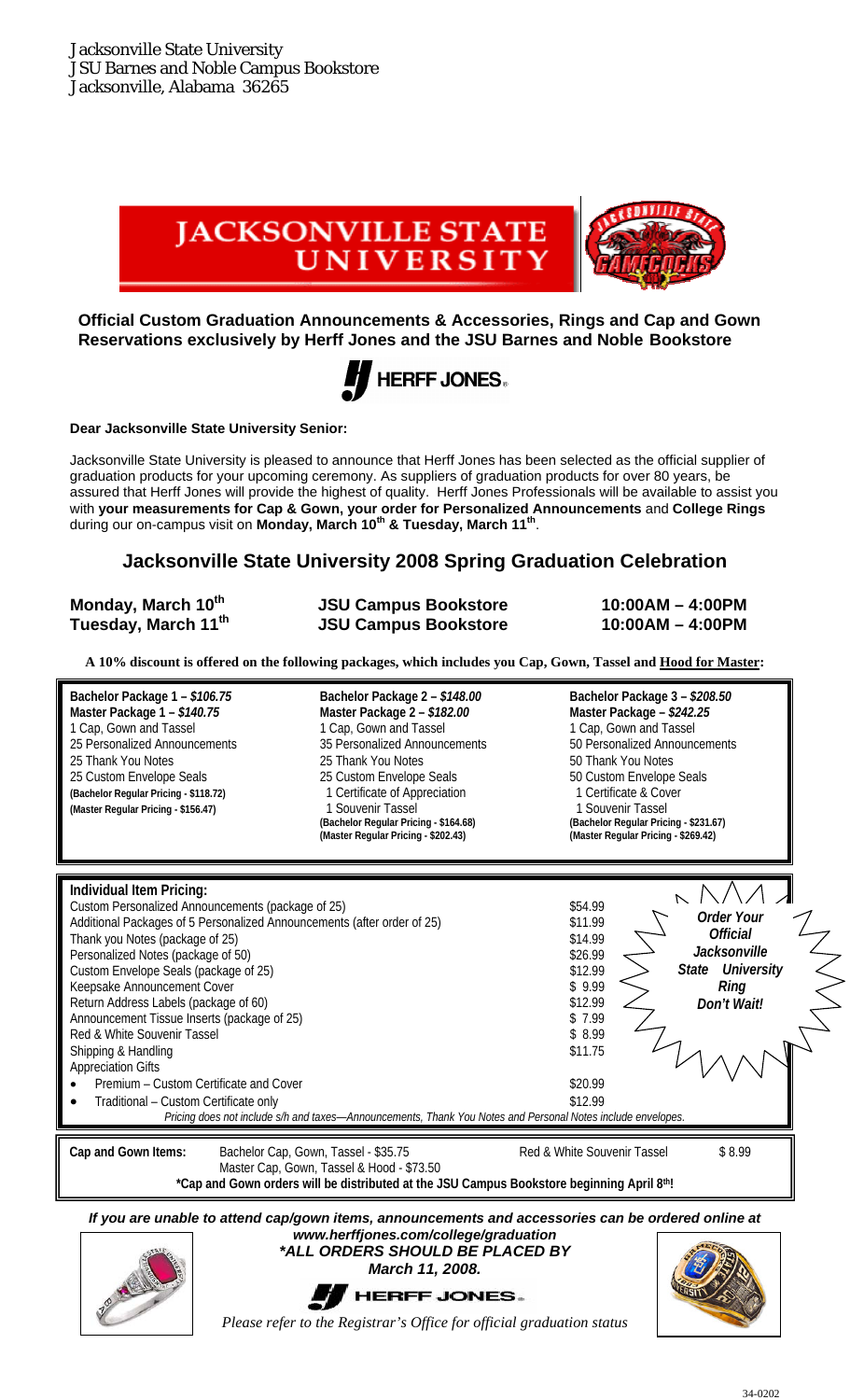Jacksonville State University
JSU Barnes and Noble Campus Bookstore
Jacksonville, Alabama 36265

**Official Custom Graduation Announcements & Accessories, Rings and Cap and Gown Reservations exclusively by Herff Jones and the JSU Barnes and Noble Bookstore**

**Dear Jacksonville State University Senior:**

Jacksonville State University is pleased to announce that Herff Jones has been selected as the official supplier of graduation products for your upcoming ceremony. As suppliers of graduation products for over 80 years, be assured that Herff Jones will provide the highest of quality. Herff Jones Professionals will be available to assist you with **your measurements for Cap & Gown, your order for Personalized Announcements** and **College Rings** during our on-campus visit on **Monday, March 10th & Tuesday, March 11th**.

## Jacksonville State University 2008 Spring Graduation Celebration

| | | |
|---|---|---|
| **Monday, March 10th** | **JSU Campus Bookstore** | **10:00AM – 4:00PM** |
| **Tuesday, March 11th** | **JSU Campus Bookstore** | **10:00AM – 4:00PM** |

**A 10% discount is offered on the following packages, which includes you Cap, Gown, Tassel and Hood for Master:**

**Bachelor Package 1 – *$106.75***
**Master Package 1 – *$140.75***
1 Cap, Gown and Tassel
25 Personalized Announcements
25 Thank You Notes
25 Custom Envelope Seals
**(Bachelor Regular Pricing - $118.72)**
**(Master Regular Pricing - $156.47)**

**Bachelor Package 2 – *$148.00***
**Master Package 2 – *$182.00***
1 Cap, Gown and Tassel
35 Personalized Announcements
25 Thank You Notes
25 Custom Envelope Seals
1 Certificate of Appreciation
1 Souvenir Tassel
**(Bachelor Regular Pricing - $164.68)**
**(Master Regular Pricing - $202.43)**

**Bachelor Package 3 – *$208.50***
**Master Package – *$242.25***
1 Cap, Gown and Tassel
50 Personalized Announcements
50 Thank You Notes
50 Custom Envelope Seals
1 Certificate & Cover
1 Souvenir Tassel
**(Bachelor Regular Pricing - $231.67)**
**(Master Regular Pricing - $269.42)**

**Individual Item Pricing:**

| Item | Price |
|---|---|
| Custom Personalized Announcements (package of 25) | $54.99 |
| Additional Packages of 5 Personalized Announcements (after order of 25) | $11.99 |
| Thank you Notes (package of 25) | $14.99 |
| Personalized Notes (package of 50) | $26.99 |
| Custom Envelope Seals (package of 25) | $12.99 |
| Keepsake Announcement Cover | $ 9.99 |
| Return Address Labels (package of 60) | $12.99 |
| Announcement Tissue Inserts (package of 25) | $ 7.99 |
| Red & White Souvenir Tassel | $ 8.99 |
| Shipping & Handling | $11.75 |
| Appreciation Gifts | |
| • Premium – Custom Certificate and Cover | $20.99 |
| • Traditional – Custom Certificate only | $12.99 |

*Order Your Official Jacksonville State University Ring Don't Wait!*

*Pricing does not include s/h and taxes—Announcements, Thank You Notes and Personal Notes include envelopes.*

**Cap and Gown Items:** Bachelor Cap, Gown, Tassel - $35.75; Master Cap, Gown, Tassel & Hood - $73.50; Red & White Souvenir Tassel $8.99

**\*Cap and Gown orders will be distributed at the JSU Campus Bookstore beginning April 8th!**

***If you are unable to attend cap/gown items, announcements and accessories can be ordered online at www.herffjones.com/college/graduation***

***\*ALL ORDERS SHOULD BE PLACED BY March 11, 2008.***

HERFF JONES

*Please refer to the Registrar's Office for official graduation status*

34-0202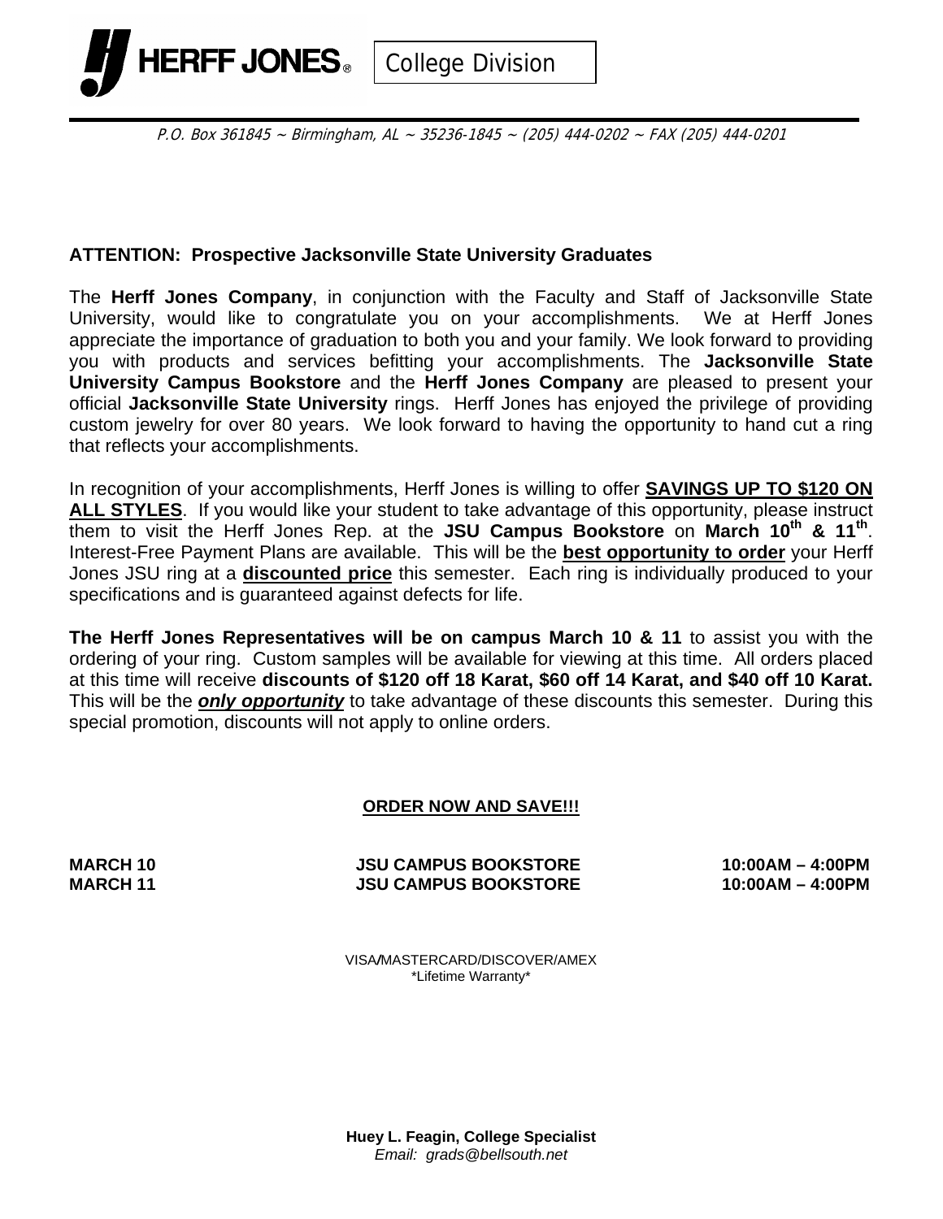**HERFF JONES** | College Division

P.O. Box 361845 ~ Birmingham, AL ~ 35236-1845 ~ (205) 444-0202 ~ FAX (205) 444-0201

**ATTENTION: Prospective Jacksonville State University Graduates**

The **Herff Jones Company**, in conjunction with the Faculty and Staff of Jacksonville State University, would like to congratulate you on your accomplishments. We at Herff Jones appreciate the importance of graduation to both you and your family. We look forward to providing you with products and services befitting your accomplishments. The **Jacksonville State University Campus Bookstore** and the **Herff Jones Company** are pleased to present your official **Jacksonville State University** rings. Herff Jones has enjoyed the privilege of providing custom jewelry for over 80 years. We look forward to having the opportunity to hand cut a ring that reflects your accomplishments.

In recognition of your accomplishments, Herff Jones is willing to offer **SAVINGS UP TO $120 ON ALL STYLES**. If you would like your student to take advantage of this opportunity, please instruct them to visit the Herff Jones Rep. at the **JSU Campus Bookstore** on **March 10th & 11th**. Interest-Free Payment Plans are available. This will be the **best opportunity to order** your Herff Jones JSU ring at a **discounted price** this semester. Each ring is individually produced to your specifications and is guaranteed against defects for life.

**The Herff Jones Representatives will be on campus March 10 & 11** to assist you with the ordering of your ring. Custom samples will be available for viewing at this time. All orders placed at this time will receive **discounts of $120 off 18 Karat, $60 off 14 Karat, and $40 off 10 Karat.** This will be the ***only opportunity*** to take advantage of these discounts this semester. During this special promotion, discounts will not apply to online orders.

**ORDER NOW AND SAVE!!!**

| | | |
|---|---|---|
| **MARCH 10** | **JSU CAMPUS BOOKSTORE** | **10:00AM – 4:00PM** |
| **MARCH 11** | **JSU CAMPUS BOOKSTORE** | **10:00AM – 4:00PM** |

VISA/MASTERCARD/DISCOVER/AMEX
*Lifetime Warranty*

**Huey L. Feagin, College Specialist**
*Email: grads@bellsouth.net*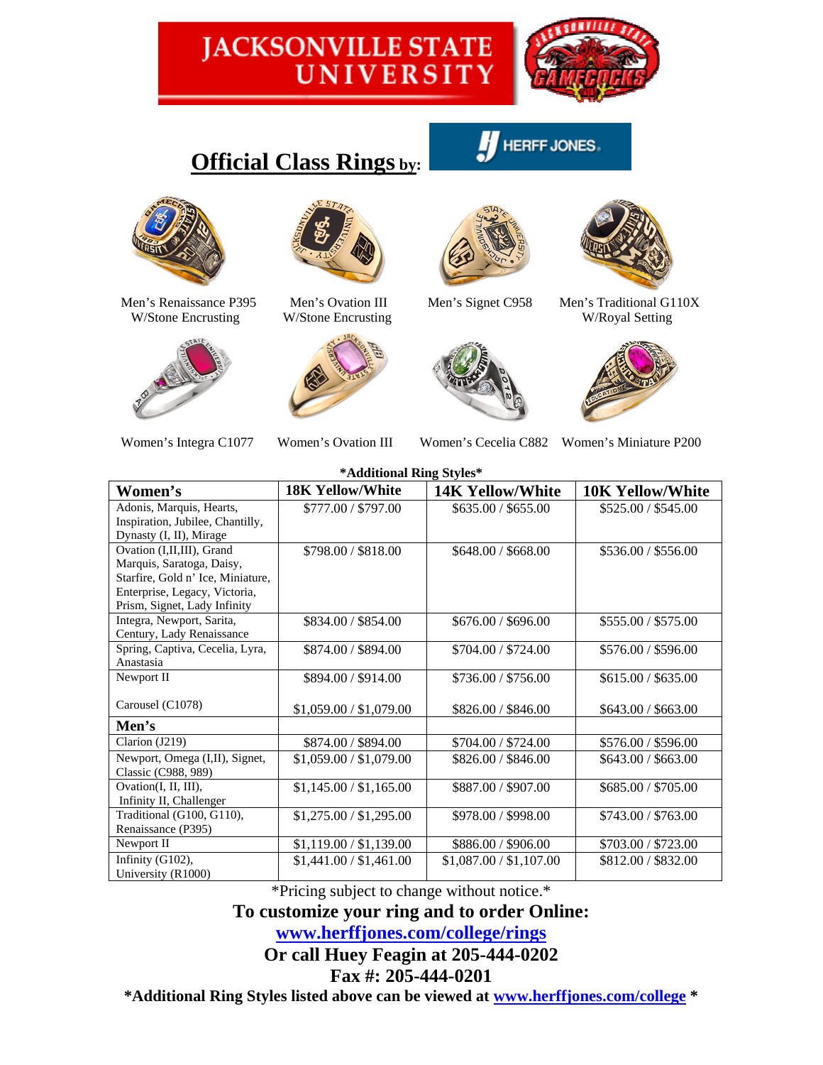# JACKSONVILLE STATE UNIVERSITY

## Official Class Rings by: HERFF JONES

Men's Renaissance P395 W/Stone Encrusting

Men's Ovation III W/Stone Encrusting

Men's Signet C958

Men's Traditional G110X W/Royal Setting

Women's Integra C1077

Women's Ovation III

Women's Cecelia C882

Women's Miniature P200

**\*Additional Ring Styles\***

| Women's | 18K Yellow/White | 14K Yellow/White | 10K Yellow/White |
|---|---|---|---|
| Adonis, Marquis, Hearts, Inspiration, Jubilee, Chantilly, Dynasty (I, II), Mirage | $777.00 / $797.00 | $635.00 / $655.00 | $525.00 / $545.00 |
| Ovation (I,II,III), Grand Marquis, Saratoga, Daisy, Starfire, Gold n' Ice, Miniature, Enterprise, Legacy, Victoria, Prism, Signet, Lady Infinity | $798.00 / $818.00 | $648.00 / $668.00 | $536.00 / $556.00 |
| Integra, Newport, Sarita, Century, Lady Renaissance | $834.00 / $854.00 | $676.00 / $696.00 | $555.00 / $575.00 |
| Spring, Captiva, Cecelia, Lyra, Anastasia | $874.00 / $894.00 | $704.00 / $724.00 | $576.00 / $596.00 |
| Newport II | $894.00 / $914.00 | $736.00 / $756.00 | $615.00 / $635.00 |
| Carousel (C1078) | $1,059.00 / $1,079.00 | $826.00 / $846.00 | $643.00 / $663.00 |
| **Men's** | | | |
| Clarion (J219) | $874.00 / $894.00 | $704.00 / $724.00 | $576.00 / $596.00 |
| Newport, Omega (I,II), Signet, Classic (C988, 989) | $1,059.00 / $1,079.00 | $826.00 / $846.00 | $643.00 / $663.00 |
| Ovation(I, II, III), Infinity II, Challenger | $1,145.00 / $1,165.00 | $887.00 / $907.00 | $685.00 / $705.00 |
| Traditional (G100, G110), Renaissance (P395) | $1,275.00 / $1,295.00 | $978.00 / $998.00 | $743.00 / $763.00 |
| Newport II | $1,119.00 / $1,139.00 | $886.00 / $906.00 | $703.00 / $723.00 |
| Infinity (G102), University (R1000) | $1,441.00 / $1,461.00 | $1,087.00 / $1,107.00 | $812.00 / $832.00 |

*Pricing subject to change without notice.*

**To customize your ring and to order Online:**

**www.herffjones.com/college/rings**

**Or call Huey Feagin at 205-444-0202**

**Fax #: 205-444-0201**

**\*Additional Ring Styles listed above can be viewed at www.herffjones.com/college \***